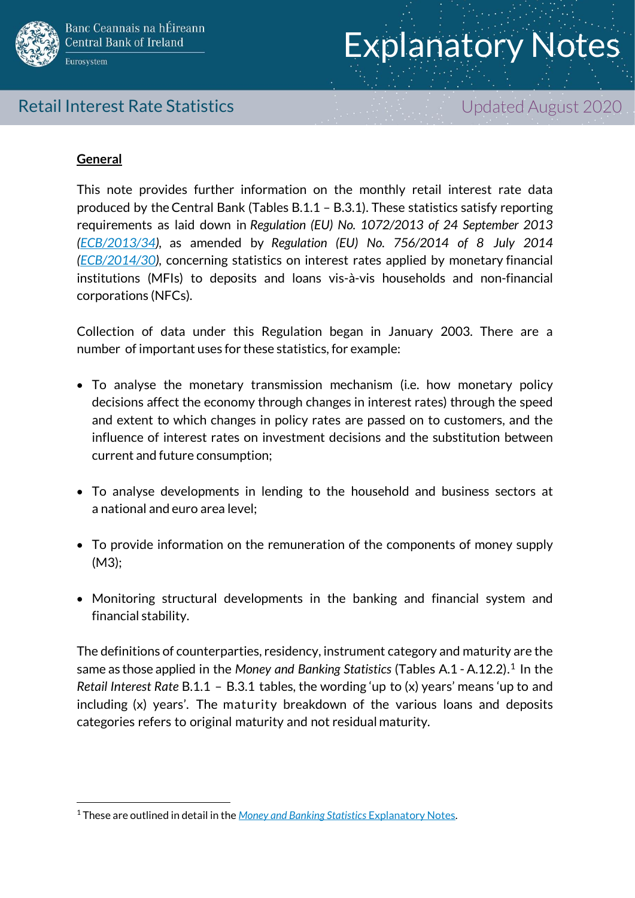# Explanatory Notes

## Retail Interest Rate Statistics

Updated August 2020

**General**

This note provides further information on the monthly retail interest rate data produced by the Central Bank (Tables B.1.1 – B.3.1). These statistics satisfy reporting requirements as laid down in *Regulation (EU) No. 1072/2013 of 24 September 2013 (ECB/2013/34)*, as amended by *Regulation (EU) No. 756/2014 of 8 July 2014 (ECB/2014/30)*, concerning statistics on interest rates applied by monetary financial institutions (MFIs) to deposits and loans vis-à-vis households and non-financial corporations (NFCs).

Collection of data under this Regulation began in January 2003. There are a number of important uses for these statistics, for example:

- To analyse the monetary transmission mechanism (i.e. how monetary policy decisions affect the economy through changes in interest rates) through the speed and extent to which changes in policy rates are passed on to customers, and the influence of interest rates on investment decisions and the substitution between current and future consumption;
- To analyse developments in lending to the household and business sectors at a national and euro area level;
- To provide information on the remuneration of the components of money supply (M3);
- Monitoring structural developments in the banking and financial system and financial stability.

The definitions of counterparties, residency, instrument category and maturity are the same as those applied in the *Money and Banking Statistics* (Tables A.1 - A.12.2).[1] In the *Retail Interest Rate* B.1.1 – B.3.1 tables, the wording 'up to (x) years' means 'up to and including (x) years'. The maturity breakdown of the various loans and deposits categories refers to original maturity and not residual maturity.

[1] These are outlined in detail in the *Money and Banking Statistics* Explanatory Notes.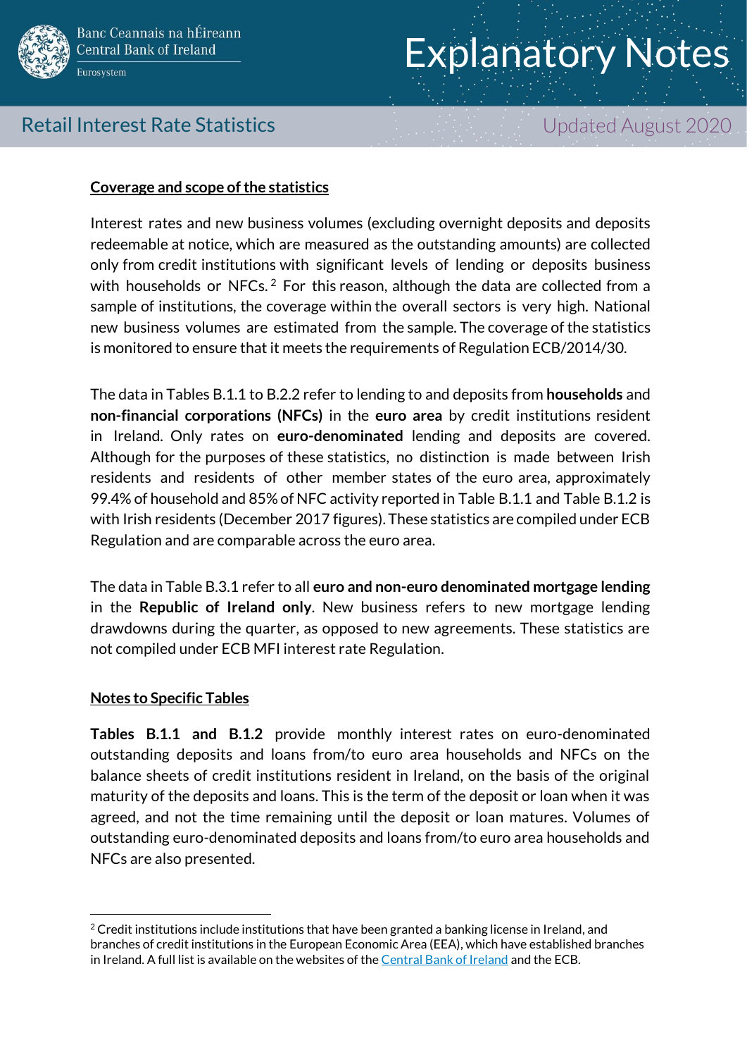## Coverage and scope of the statistics

Interest rates and new business volumes (excluding overnight deposits and deposits redeemable at notice, which are measured as the outstanding amounts) are collected only from credit institutions with significant levels of lending or deposits business with households or NFCs.[2] For this reason, although the data are collected from a sample of institutions, the coverage within the overall sectors is very high. National new business volumes are estimated from the sample. The coverage of the statistics is monitored to ensure that it meets the requirements of Regulation ECB/2014/30.

The data in Tables B.1.1 to B.2.2 refer to lending to and deposits from **households** and **non-financial corporations (NFCs)** in the **euro area** by credit institutions resident in Ireland. Only rates on **euro-denominated** lending and deposits are covered. Although for the purposes of these statistics, no distinction is made between Irish residents and residents of other member states of the euro area, approximately 99.4% of household and 85% of NFC activity reported in Table B.1.1 and Table B.1.2 is with Irish residents (December 2017 figures). These statistics are compiled under ECB Regulation and are comparable across the euro area.

The data in Table B.3.1 refer to all **euro and non-euro denominated mortgage lending** in the **Republic of Ireland only**. New business refers to new mortgage lending drawdowns during the quarter, as opposed to new agreements. These statistics are not compiled under ECB MFI interest rate Regulation.

## Notes to Specific Tables

**Tables B.1.1 and B.1.2** provide monthly interest rates on euro-denominated outstanding deposits and loans from/to euro area households and NFCs on the balance sheets of credit institutions resident in Ireland, on the basis of the original maturity of the deposits and loans. This is the term of the deposit or loan when it was agreed, and not the time remaining until the deposit or loan matures. Volumes of outstanding euro-denominated deposits and loans from/to euro area households and NFCs are also presented.

---

[2] Credit institutions include institutions that have been granted a banking license in Ireland, and branches of credit institutions in the European Economic Area (EEA), which have established branches in Ireland. A full list is available on the websites of the Central Bank of Ireland and the ECB.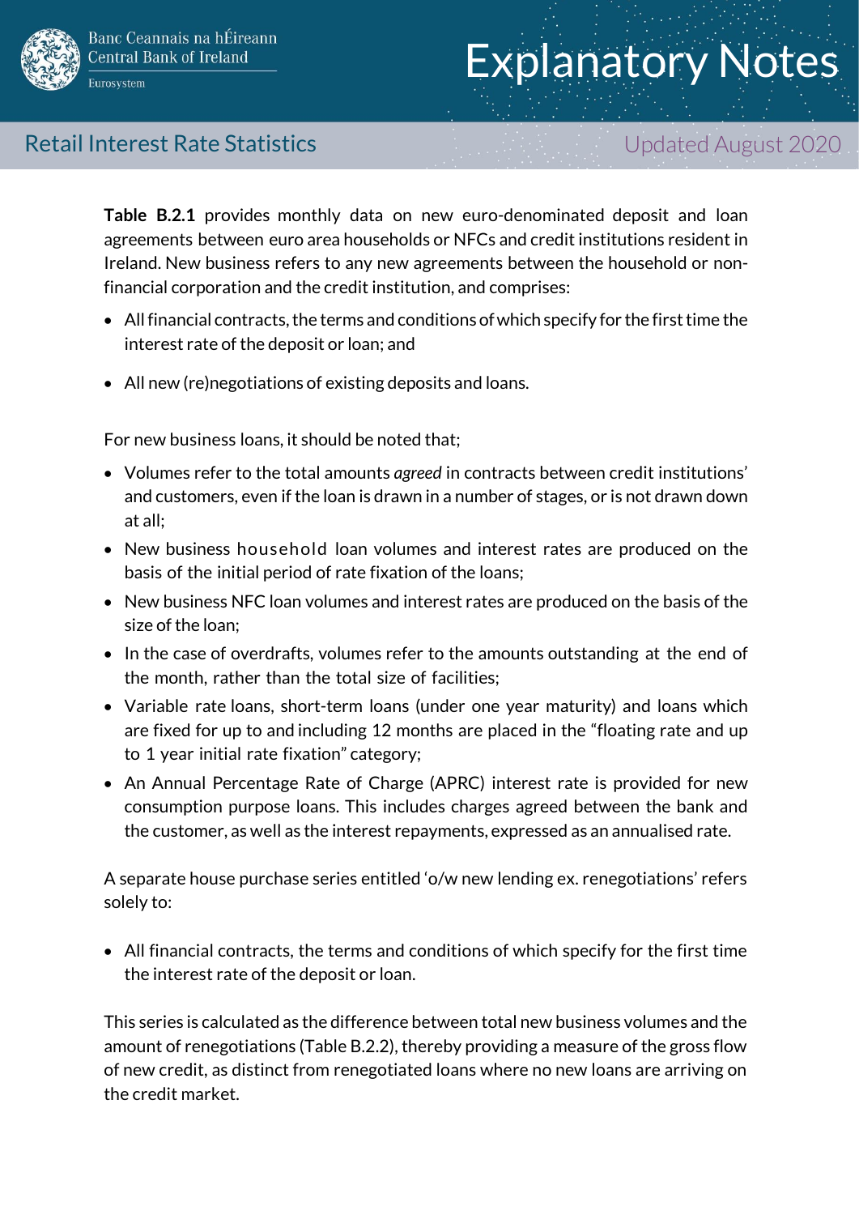**Table B.2.1** provides monthly data on new euro-denominated deposit and loan agreements between euro area households or NFCs and credit institutions resident in Ireland. New business refers to any new agreements between the household or non-financial corporation and the credit institution, and comprises:

- All financial contracts, the terms and conditions of which specify for the first time the interest rate of the deposit or loan; and
- All new (re)negotiations of existing deposits and loans.

For new business loans, it should be noted that;

- Volumes refer to the total amounts *agreed* in contracts between credit institutions' and customers, even if the loan is drawn in a number of stages, or is not drawn down at all;
- New business household loan volumes and interest rates are produced on the basis of the initial period of rate fixation of the loans;
- New business NFC loan volumes and interest rates are produced on the basis of the size of the loan;
- In the case of overdrafts, volumes refer to the amounts outstanding at the end of the month, rather than the total size of facilities;
- Variable rate loans, short-term loans (under one year maturity) and loans which are fixed for up to and including 12 months are placed in the "floating rate and up to 1 year initial rate fixation" category;
- An Annual Percentage Rate of Charge (APRC) interest rate is provided for new consumption purpose loans. This includes charges agreed between the bank and the customer, as well as the interest repayments, expressed as an annualised rate.

A separate house purchase series entitled 'o/w new lending ex. renegotiations' refers solely to:

- All financial contracts, the terms and conditions of which specify for the first time the interest rate of the deposit or loan.

This series is calculated as the difference between total new business volumes and the amount of renegotiations (Table B.2.2), thereby providing a measure of the gross flow of new credit, as distinct from renegotiated loans where no new loans are arriving on the credit market.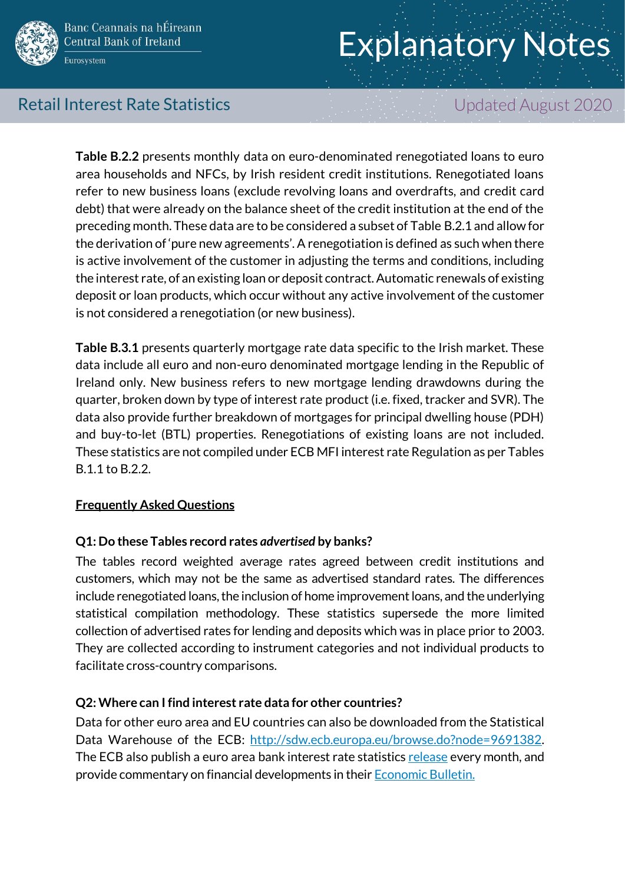**Table B.2.2** presents monthly data on euro-denominated renegotiated loans to euro area households and NFCs, by Irish resident credit institutions. Renegotiated loans refer to new business loans (exclude revolving loans and overdrafts, and credit card debt) that were already on the balance sheet of the credit institution at the end of the preceding month. These data are to be considered a subset of Table B.2.1 and allow for the derivation of 'pure new agreements'. A renegotiation is defined as such when there is active involvement of the customer in adjusting the terms and conditions, including the interest rate, of an existing loan or deposit contract. Automatic renewals of existing deposit or loan products, which occur without any active involvement of the customer is not considered a renegotiation (or new business).

**Table B.3.1** presents quarterly mortgage rate data specific to the Irish market. These data include all euro and non-euro denominated mortgage lending in the Republic of Ireland only. New business refers to new mortgage lending drawdowns during the quarter, broken down by type of interest rate product (i.e. fixed, tracker and SVR). The data also provide further breakdown of mortgages for principal dwelling house (PDH) and buy-to-let (BTL) properties. Renegotiations of existing loans are not included. These statistics are not compiled under ECB MFI interest rate Regulation as per Tables B.1.1 to B.2.2.

## Frequently Asked Questions

### Q1: Do these Tables record rates *advertised* by banks?

The tables record weighted average rates agreed between credit institutions and customers, which may not be the same as advertised standard rates. The differences include renegotiated loans, the inclusion of home improvement loans, and the underlying statistical compilation methodology. These statistics supersede the more limited collection of advertised rates for lending and deposits which was in place prior to 2003. They are collected according to instrument categories and not individual products to facilitate cross-country comparisons.

### Q2: Where can I find interest rate data for other countries?

Data for other euro area and EU countries can also be downloaded from the Statistical Data Warehouse of the ECB: http://sdw.ecb.europa.eu/browse.do?node=9691382. The ECB also publish a euro area bank interest rate statistics release every month, and provide commentary on financial developments in their Economic Bulletin.